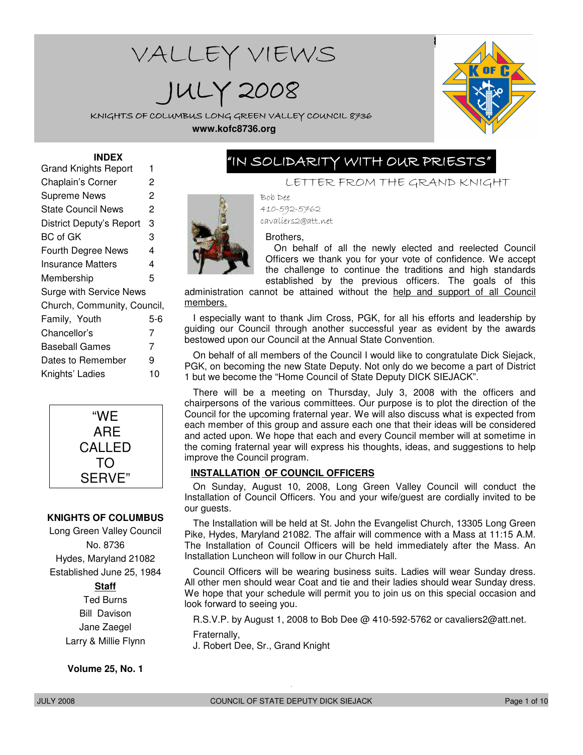# VALLEY VIEWS

# JULY 2008

KNIGHTS OF COLUMBUS LONG GREEN VALLEY COUNCIL 8736

**www.kofc8736.org**

**INDEX**

| | |
|---|---|
| Grand Knights Report | 1 |
| Chaplain's Corner | 2 |
| Supreme News | 2 |
| State Council News | 2 |
| District Deputy's Report | 3 |
| BC of GK | 3 |
| Fourth Degree News | 4 |
| Insurance Matters | 4 |
| Membership | 5 |
| Surge with Service News | |
| Church, Community, Council, Family, Youth | 5-6 |
| Chancellor's | 7 |
| Baseball Games | 7 |
| Dates to Remember | 9 |
| Knights' Ladies | 10 |

"WE ARE CALLED TO SERVE"

**KNIGHTS OF COLUMBUS**

Long Green Valley Council No. 8736
Hydes, Maryland 21082
Established June 25, 1984

**Staff**

Ted Burns
Bill Davison
Jane Zaegel
Larry & Millie Flynn

**Volume 25, No. 1**

## "IN SOLIDARITY WITH OUR PRIESTS"

### LETTER FROM THE GRAND KNIGHT

Bob Dee
410-592-5762
cavaliers2@att.net

Brothers,

On behalf of all the newly elected and reelected Council Officers we thank you for your vote of confidence. We accept the challenge to continue the traditions and high standards established by the previous officers. The goals of this administration cannot be attained without the help and support of all Council members.

I especially want to thank Jim Cross, PGK, for all his efforts and leadership by guiding our Council through another successful year as evident by the awards bestowed upon our Council at the Annual State Convention.

On behalf of all members of the Council I would like to congratulate Dick Siejack, PGK, on becoming the new State Deputy. Not only do we become a part of District 1 but we become the "Home Council of State Deputy DICK SIEJACK".

There will be a meeting on Thursday, July 3, 2008 with the officers and chairpersons of the various committees. Our purpose is to plot the direction of the Council for the upcoming fraternal year. We will also discuss what is expected from each member of this group and assure each one that their ideas will be considered and acted upon. We hope that each and every Council member will at sometime in the coming fraternal year will express his thoughts, ideas, and suggestions to help improve the Council program.

**INSTALLATION OF COUNCIL OFFICERS**

On Sunday, August 10, 2008, Long Green Valley Council will conduct the Installation of Council Officers. You and your wife/guest are cordially invited to be our guests.

The Installation will be held at St. John the Evangelist Church, 13305 Long Green Pike, Hydes, Maryland 21082. The affair will commence with a Mass at 11:15 A.M. The Installation of Council Officers will be held immediately after the Mass. An Installation Luncheon will follow in our Church Hall.

Council Officers will be wearing business suits. Ladies will wear Sunday dress. All other men should wear Coat and tie and their ladies should wear Sunday dress. We hope that your schedule will permit you to join us on this special occasion and look forward to seeing you.

R.S.V.P. by August 1, 2008 to Bob Dee @ 410-592-5762 or cavaliers2@att.net.

Fraternally,
J. Robert Dee, Sr., Grand Knight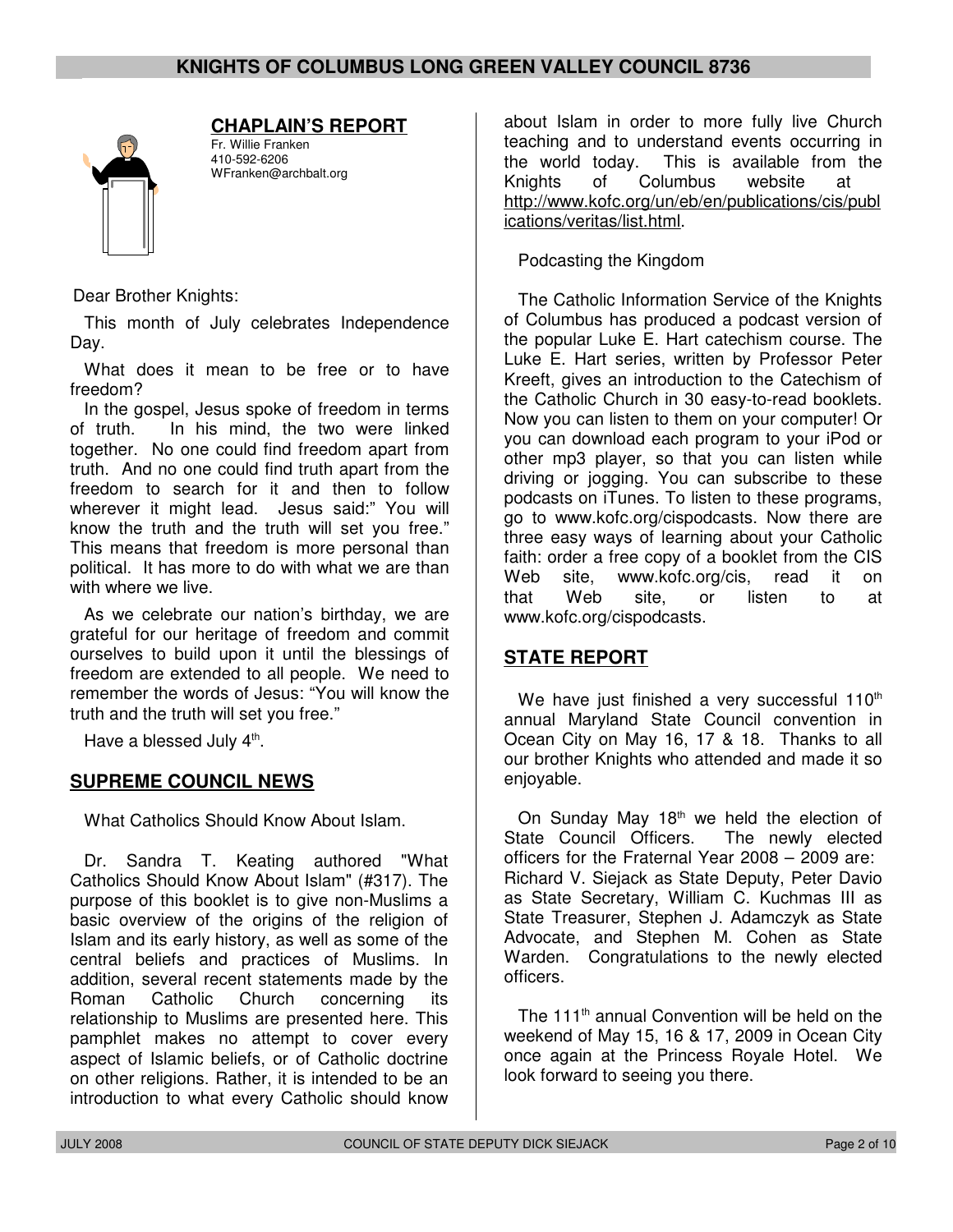## CHAPLAIN'S REPORT

Fr. Willie Franken
410-592-6206
WFranken@archbalt.org

Dear Brother Knights:

This month of July celebrates Independence Day.

What does it mean to be free or to have freedom?

In the gospel, Jesus spoke of freedom in terms of truth. In his mind, the two were linked together. No one could find freedom apart from truth. And no one could find truth apart from the freedom to search for it and then to follow wherever it might lead. Jesus said:" You will know the truth and the truth will set you free." This means that freedom is more personal than political. It has more to do with what we are than with where we live.

As we celebrate our nation's birthday, we are grateful for our heritage of freedom and commit ourselves to build upon it until the blessings of freedom are extended to all people. We need to remember the words of Jesus: "You will know the truth and the truth will set you free."

Have a blessed July 4th.

## SUPREME COUNCIL NEWS

What Catholics Should Know About Islam.

Dr. Sandra T. Keating authored "What Catholics Should Know About Islam" (#317). The purpose of this booklet is to give non-Muslims a basic overview of the origins of the religion of Islam and its early history, as well as some of the central beliefs and practices of Muslims. In addition, several recent statements made by the Roman Catholic Church concerning its relationship to Muslims are presented here. This pamphlet makes no attempt to cover every aspect of Islamic beliefs, or of Catholic doctrine on other religions. Rather, it is intended to be an introduction to what every Catholic should know about Islam in order to more fully live Church teaching and to understand events occurring in the world today. This is available from the Knights of Columbus website at http://www.kofc.org/un/eb/en/publications/cis/publications/veritas/list.html.

Podcasting the Kingdom

The Catholic Information Service of the Knights of Columbus has produced a podcast version of the popular Luke E. Hart catechism course. The Luke E. Hart series, written by Professor Peter Kreeft, gives an introduction to the Catechism of the Catholic Church in 30 easy-to-read booklets. Now you can listen to them on your computer! Or you can download each program to your iPod or other mp3 player, so that you can listen while driving or jogging. You can subscribe to these podcasts on iTunes. To listen to these programs, go to www.kofc.org/cispodcasts. Now there are three easy ways of learning about your Catholic faith: order a free copy of a booklet from the CIS Web site, www.kofc.org/cis, read it on that Web site, or listen to at www.kofc.org/cispodcasts.

## STATE REPORT

We have just finished a very successful 110th annual Maryland State Council convention in Ocean City on May 16, 17 & 18. Thanks to all our brother Knights who attended and made it so enjoyable.

On Sunday May 18th we held the election of State Council Officers. The newly elected officers for the Fraternal Year 2008 – 2009 are: Richard V. Siejack as State Deputy, Peter Davio as State Secretary, William C. Kuchmas III as State Treasurer, Stephen J. Adamczyk as State Advocate, and Stephen M. Cohen as State Warden. Congratulations to the newly elected officers.

The 111th annual Convention will be held on the weekend of May 15, 16 & 17, 2009 in Ocean City once again at the Princess Royale Hotel. We look forward to seeing you there.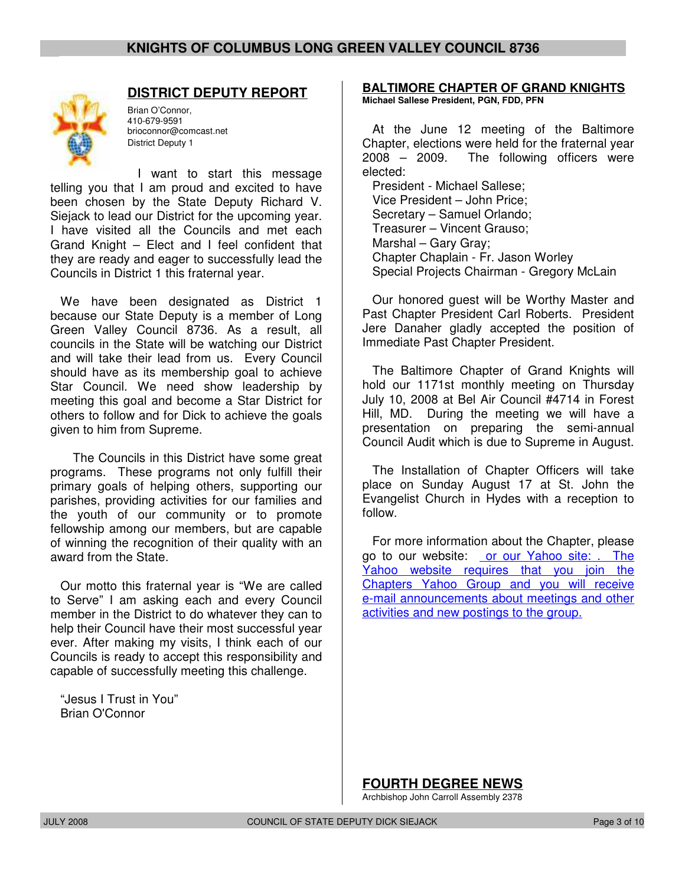## DISTRICT DEPUTY REPORT

Brian O'Connor,
410-679-9591
brioconnor@comcast.net
District Deputy 1

I want to start this message telling you that I am proud and excited to have been chosen by the State Deputy Richard V. Siejack to lead our District for the upcoming year. I have visited all the Councils and met each Grand Knight – Elect and I feel confident that they are ready and eager to successfully lead the Councils in District 1 this fraternal year.

We have been designated as District 1 because our State Deputy is a member of Long Green Valley Council 8736. As a result, all councils in the State will be watching our District and will take their lead from us. Every Council should have as its membership goal to achieve Star Council. We need show leadership by meeting this goal and become a Star District for others to follow and for Dick to achieve the goals given to him from Supreme.

The Councils in this District have some great programs. These programs not only fulfill their primary goals of helping others, supporting our parishes, providing activities for our families and the youth of our community or to promote fellowship among our members, but are capable of winning the recognition of their quality with an award from the State.

Our motto this fraternal year is "We are called to Serve" I am asking each and every Council member in the District to do whatever they can to help their Council have their most successful year ever. After making my visits, I think each of our Councils is ready to accept this responsibility and capable of successfully meeting this challenge.

"Jesus I Trust in You"
Brian O'Connor

## BALTIMORE CHAPTER OF GRAND KNIGHTS

**Michael Sallese President, PGN, FDD, PFN**

At the June 12 meeting of the Baltimore Chapter, elections were held for the fraternal year 2008 – 2009. The following officers were elected:

President - Michael Sallese;
Vice President – John Price;
Secretary – Samuel Orlando;
Treasurer – Vincent Grauso;
Marshal – Gary Gray;
Chapter Chaplain - Fr. Jason Worley
Special Projects Chairman - Gregory McLain

Our honored guest will be Worthy Master and Past Chapter President Carl Roberts. President Jere Danaher gladly accepted the position of Immediate Past Chapter President.

The Baltimore Chapter of Grand Knights will hold our 1171st monthly meeting on Thursday July 10, 2008 at Bel Air Council #4714 in Forest Hill, MD. During the meeting we will have a presentation on preparing the semi-annual Council Audit which is due to Supreme in August.

The Installation of Chapter Officers will take place on Sunday August 17 at St. John the Evangelist Church in Hydes with a reception to follow.

For more information about the Chapter, please go to our website: or our Yahoo site: . The Yahoo website requires that you join the Chapters Yahoo Group and you will receive e-mail announcements about meetings and other activities and new postings to the group.

## FOURTH DEGREE NEWS

Archbishop John Carroll Assembly 2378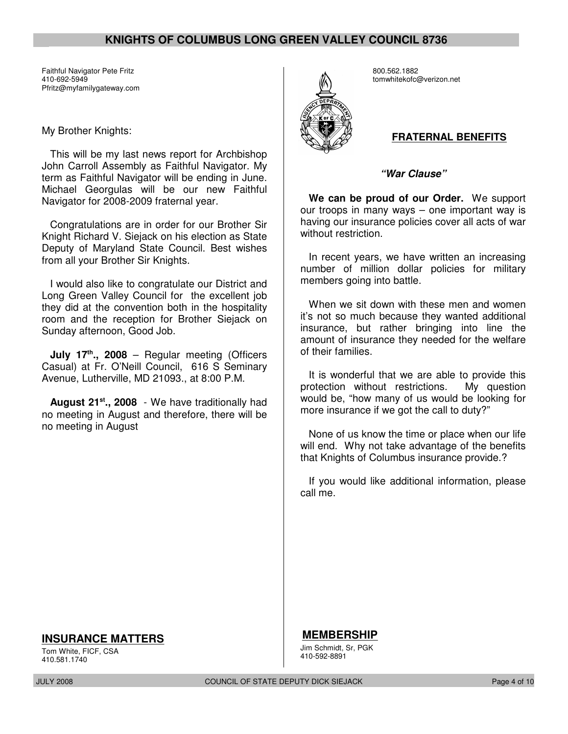Faithful Navigator Pete Fritz
410-692-5949
Pfritz@myfamilygateway.com

My Brother Knights:

This will be my last news report for Archbishop John Carroll Assembly as Faithful Navigator. My term as Faithful Navigator will be ending in June. Michael Georgulas will be our new Faithful Navigator for 2008-2009 fraternal year.

Congratulations are in order for our Brother Sir Knight Richard V. Siejack on his election as State Deputy of Maryland State Council. Best wishes from all your Brother Sir Knights.

I would also like to congratulate our District and Long Green Valley Council for the excellent job they did at the convention both in the hospitality room and the reception for Brother Siejack on Sunday afternoon, Good Job.

**July 17th., 2008** – Regular meeting (Officers Casual) at Fr. O'Neill Council, 616 S Seminary Avenue, Lutherville, MD 21093., at 8:00 P.M.

**August 21st., 2008** - We have traditionally had no meeting in August and therefore, there will be no meeting in August

## INSURANCE MATTERS

Tom White, FICF, CSA
410.581.1740

800.562.1882
tomwhitekofc@verizon.net

### FRATERNAL BENEFITS

***"War Clause"***

**We can be proud of our Order.** We support our troops in many ways – one important way is having our insurance policies cover all acts of war without restriction.

In recent years, we have written an increasing number of million dollar policies for military members going into battle.

When we sit down with these men and women it's not so much because they wanted additional insurance, but rather bringing into line the amount of insurance they needed for the welfare of their families.

It is wonderful that we are able to provide this protection without restrictions. My question would be, "how many of us would be looking for more insurance if we got the call to duty?"

None of us know the time or place when our life will end. Why not take advantage of the benefits that Knights of Columbus insurance provide.?

If you would like additional information, please call me.

## MEMBERSHIP

Jim Schmidt, Sr, PGK
410-592-8891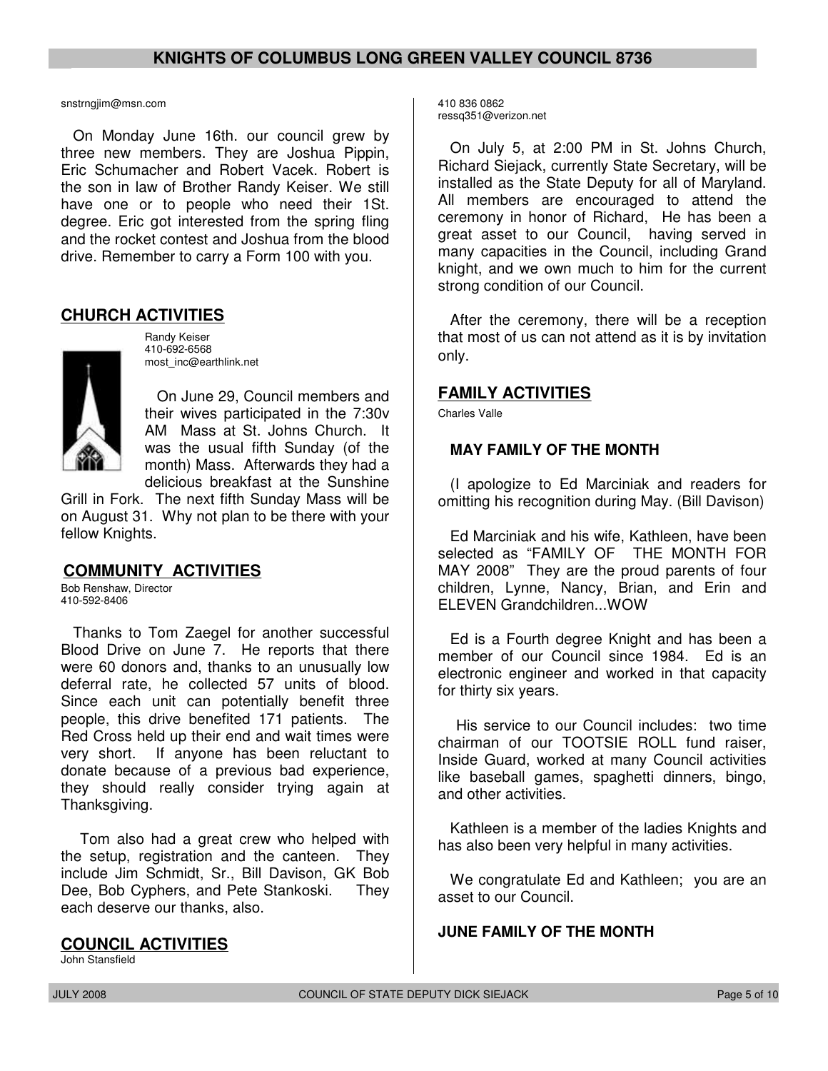snstrngjim@msn.com

On Monday June 16th. our council grew by three new members. They are Joshua Pippin, Eric Schumacher and Robert Vacek. Robert is the son in law of Brother Randy Keiser. We still have one or to people who need their 1St. degree. Eric got interested from the spring fling and the rocket contest and Joshua from the blood drive. Remember to carry a Form 100 with you.

## CHURCH ACTIVITIES

Randy Keiser
410-692-6568
most_inc@earthlink.net

On June 29, Council members and their wives participated in the 7:30v AM Mass at St. Johns Church. It was the usual fifth Sunday (of the month) Mass. Afterwards they had a delicious breakfast at the Sunshine Grill in Fork. The next fifth Sunday Mass will be on August 31. Why not plan to be there with your fellow Knights.

## COMMUNITY ACTIVITIES

Bob Renshaw, Director
410-592-8406

Thanks to Tom Zaegel for another successful Blood Drive on June 7. He reports that there were 60 donors and, thanks to an unusually low deferral rate, he collected 57 units of blood. Since each unit can potentially benefit three people, this drive benefited 171 patients. The Red Cross held up their end and wait times were very short. If anyone has been reluctant to donate because of a previous bad experience, they should really consider trying again at Thanksgiving.

Tom also had a great crew who helped with the setup, registration and the canteen. They include Jim Schmidt, Sr., Bill Davison, GK Bob Dee, Bob Cyphers, and Pete Stankoski. They each deserve our thanks, also.

## COUNCIL ACTIVITIES

John Stansfield
410 836 0862
ressq351@verizon.net

On July 5, at 2:00 PM in St. Johns Church, Richard Siejack, currently State Secretary, will be installed as the State Deputy for all of Maryland. All members are encouraged to attend the ceremony in honor of Richard, He has been a great asset to our Council, having served in many capacities in the Council, including Grand knight, and we own much to him for the current strong condition of our Council.

After the ceremony, there will be a reception that most of us can not attend as it is by invitation only.

## FAMILY ACTIVITIES

Charles Valle

### MAY FAMILY OF THE MONTH

(I apologize to Ed Marciniak and readers for omitting his recognition during May. (Bill Davison)

Ed Marciniak and his wife, Kathleen, have been selected as "FAMILY OF THE MONTH FOR MAY 2008" They are the proud parents of four children, Lynne, Nancy, Brian, and Erin and ELEVEN Grandchildren...WOW

Ed is a Fourth degree Knight and has been a member of our Council since 1984. Ed is an electronic engineer and worked in that capacity for thirty six years.

His service to our Council includes: two time chairman of our TOOTSIE ROLL fund raiser, Inside Guard, worked at many Council activities like baseball games, spaghetti dinners, bingo, and other activities.

Kathleen is a member of the ladies Knights and has also been very helpful in many activities.

We congratulate Ed and Kathleen; you are an asset to our Council.

### JUNE FAMILY OF THE MONTH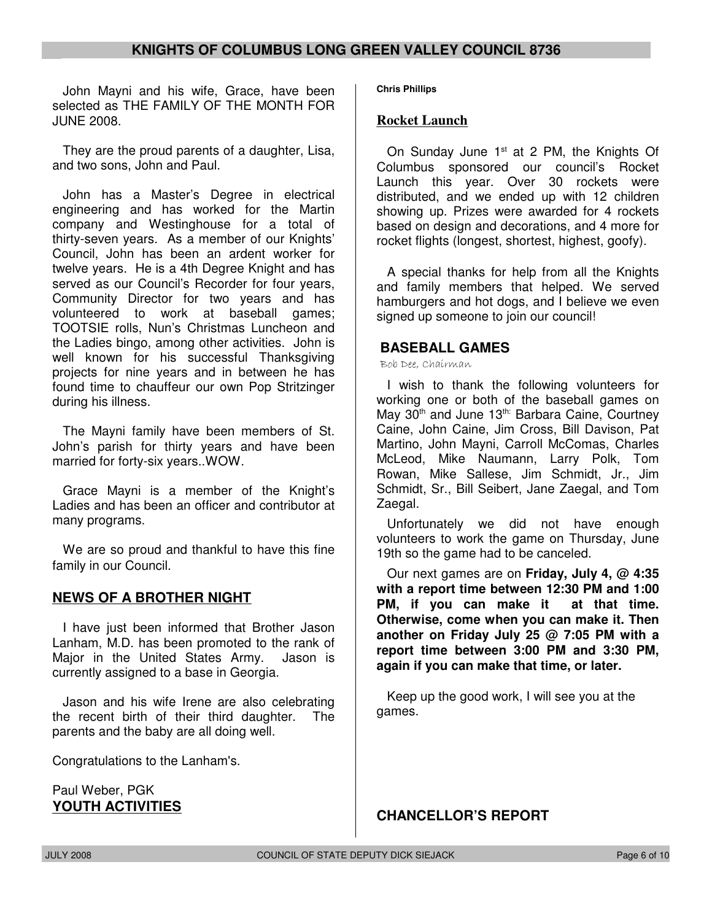John Mayni and his wife, Grace, have been selected as THE FAMILY OF THE MONTH FOR JUNE 2008.

They are the proud parents of a daughter, Lisa, and two sons, John and Paul.

John has a Master's Degree in electrical engineering and has worked for the Martin company and Westinghouse for a total of thirty-seven years. As a member of our Knights' Council, John has been an ardent worker for twelve years. He is a 4th Degree Knight and has served as our Council's Recorder for four years, Community Director for two years and has volunteered to work at baseball games; TOOTSIE rolls, Nun's Christmas Luncheon and the Ladies bingo, among other activities. John is well known for his successful Thanksgiving projects for nine years and in between he has found time to chauffeur our own Pop Stritzinger during his illness.

The Mayni family have been members of St. John's parish for thirty years and have been married for forty-six years..WOW.

Grace Mayni is a member of the Knight's Ladies and has been an officer and contributor at many programs.

We are so proud and thankful to have this fine family in our Council.

## NEWS OF A BROTHER NIGHT

I have just been informed that Brother Jason Lanham, M.D. has been promoted to the rank of Major in the United States Army. Jason is currently assigned to a base in Georgia.

Jason and his wife Irene are also celebrating the recent birth of their third daughter. The parents and the baby are all doing well.

Congratulations to the Lanham's.

Paul Weber, PGK

## YOUTH ACTIVITIES

**Chris Phillips**

### Rocket Launch

On Sunday June 1st at 2 PM, the Knights Of Columbus sponsored our council's Rocket Launch this year. Over 30 rockets were distributed, and we ended up with 12 children showing up. Prizes were awarded for 4 rockets based on design and decorations, and 4 more for rocket flights (longest, shortest, highest, goofy).

A special thanks for help from all the Knights and family members that helped. We served hamburgers and hot dogs, and I believe we even signed up someone to join our council!

## BASEBALL GAMES

*Bob Dee, Chairman*

I wish to thank the following volunteers for working one or both of the baseball games on May 30th and June 13th: Barbara Caine, Courtney Caine, John Caine, Jim Cross, Bill Davison, Pat Martino, John Mayni, Carroll McComas, Charles McLeod, Mike Naumann, Larry Polk, Tom Rowan, Mike Sallese, Jim Schmidt, Jr., Jim Schmidt, Sr., Bill Seibert, Jane Zaegal, and Tom Zaegal.

Unfortunately we did not have enough volunteers to work the game on Thursday, June 19th so the game had to be canceled.

Our next games are on **Friday, July 4, @ 4:35 with a report time between 12:30 PM and 1:00 PM, if you can make it at that time. Otherwise, come when you can make it. Then another on Friday July 25 @ 7:05 PM with a report time between 3:00 PM and 3:30 PM, again if you can make that time, or later.**

Keep up the good work, I will see you at the games.

## CHANCELLOR'S REPORT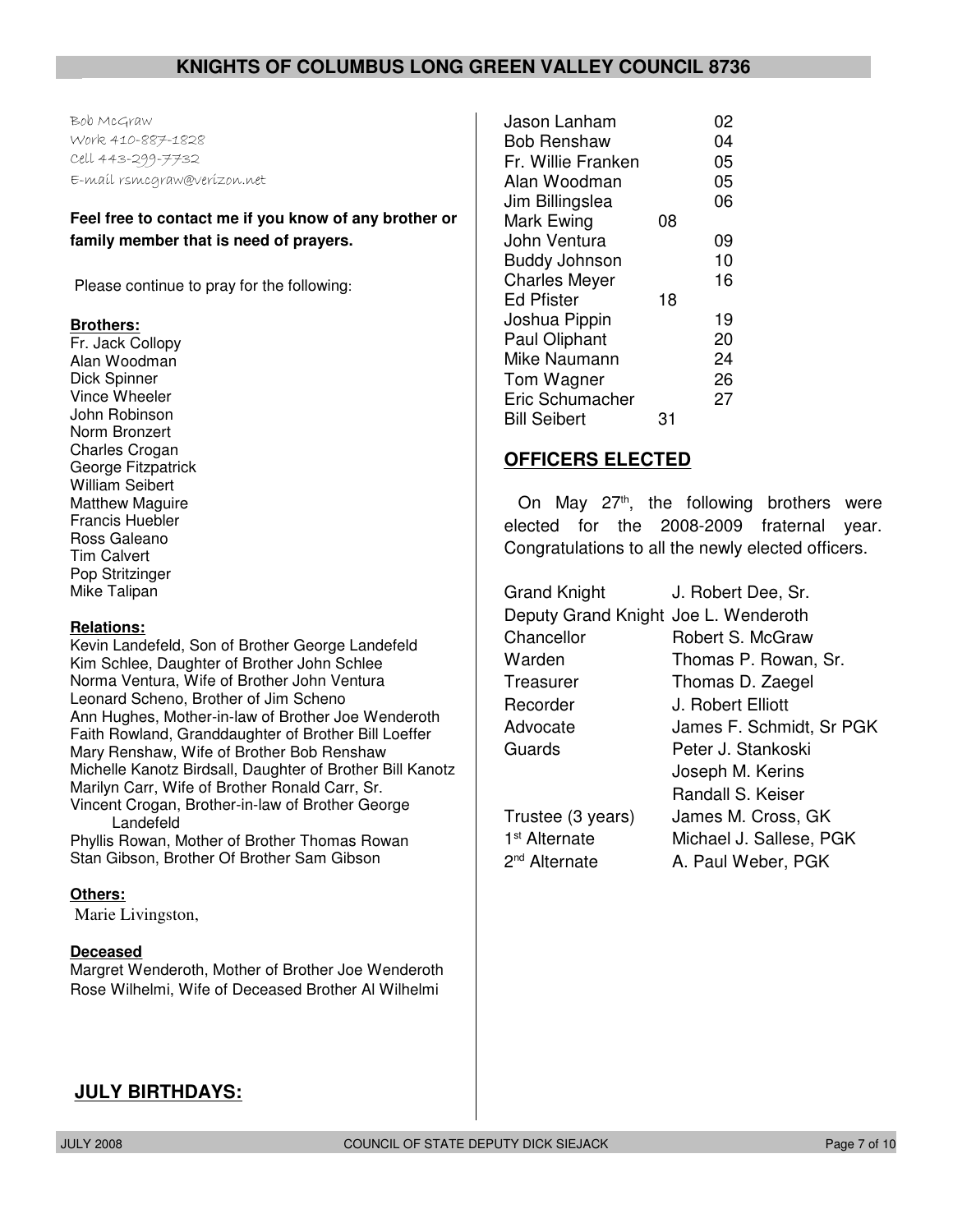Bob McGraw
Work 410-887-1828
Cell 443-299-7732
E-mail rsmcgraw@verizon.net

**Feel free to contact me if you know of any brother or family member that is need of prayers.**

Please continue to pray for the following:

**Brothers:**

Fr. Jack Collopy
Alan Woodman
Dick Spinner
Vince Wheeler
John Robinson
Norm Bronzert
Charles Crogan
George Fitzpatrick
William Seibert
Matthew Maguire
Francis Huebler
Ross Galeano
Tim Calvert
Pop Stritzinger
Mike Talipan

**Relations:**

Kevin Landefeld, Son of Brother George Landefeld
Kim Schlee, Daughter of Brother John Schlee
Norma Ventura, Wife of Brother John Ventura
Leonard Scheno, Brother of Jim Scheno
Ann Hughes, Mother-in-law of Brother Joe Wenderoth
Faith Rowland, Granddaughter of Brother Bill Loeffer
Mary Renshaw, Wife of Brother Bob Renshaw
Michelle Kanotz Birdsall, Daughter of Brother Bill Kanotz
Marilyn Carr, Wife of Brother Ronald Carr, Sr.
Vincent Crogan, Brother-in-law of Brother George Landefeld
Phyllis Rowan, Mother of Brother Thomas Rowan
Stan Gibson, Brother Of Brother Sam Gibson

**Others:**

Marie Livingston,

**Deceased**

Margret Wenderoth, Mother of Brother Joe Wenderoth
Rose Wilhelmi, Wife of Deceased Brother Al Wilhelmi

## JULY BIRTHDAYS:

| Name | Day |
|---|---|
| Jason Lanham | 02 |
| Bob Renshaw | 04 |
| Fr. Willie Franken | 05 |
| Alan Woodman | 05 |
| Jim Billingslea | 06 |
| Mark Ewing | 08 |
| John Ventura | 09 |
| Buddy Johnson | 10 |
| Charles Meyer | 16 |
| Ed Pfister | 18 |
| Joshua Pippin | 19 |
| Paul Oliphant | 20 |
| Mike Naumann | 24 |
| Tom Wagner | 26 |
| Eric Schumacher | 27 |
| Bill Seibert | 31 |

## OFFICERS ELECTED

On May 27th, the following brothers were elected for the 2008-2009 fraternal year. Congratulations to all the newly elected officers.

| Office | Name |
|---|---|
| Grand Knight | J. Robert Dee, Sr. |
| Deputy Grand Knight | Joe L. Wenderoth |
| Chancellor | Robert S. McGraw |
| Warden | Thomas P. Rowan, Sr. |
| Treasurer | Thomas D. Zaegel |
| Recorder | J. Robert Elliott |
| Advocate | James F. Schmidt, Sr PGK |
| Guards | Peter J. Stankoski |
| | Joseph M. Kerins |
| | Randall S. Keiser |
| Trustee (3 years) | James M. Cross, GK |
| 1st Alternate | Michael J. Sallese, PGK |
| 2nd Alternate | A. Paul Weber, PGK |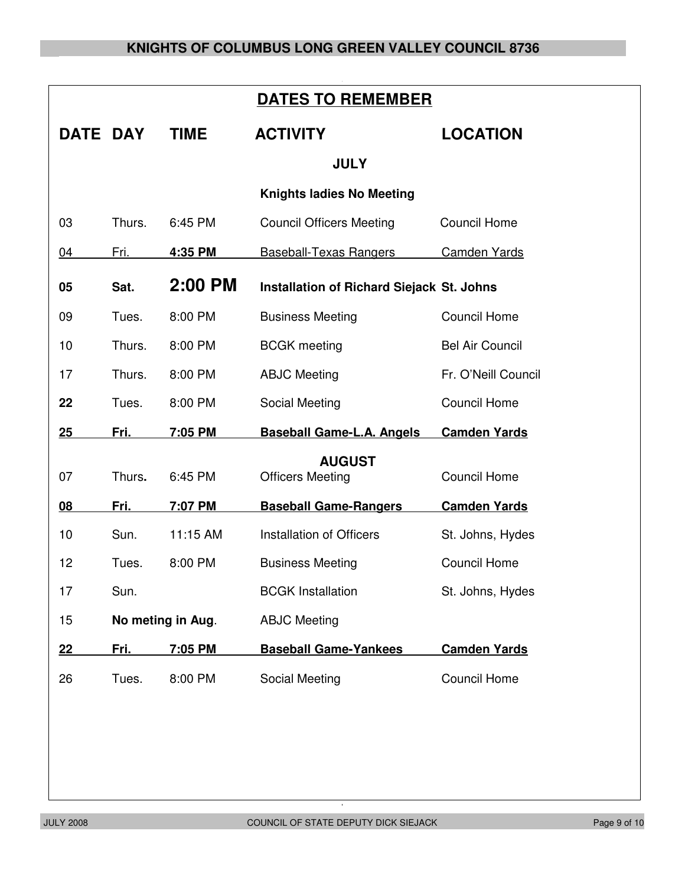## DATES TO REMEMBER

| DATE | DAY | TIME | ACTIVITY | LOCATION |
|---|---|---|---|---|
| | | | **JULY** | |
| | | | **Knights ladies No Meeting** | |
| 03 | Thurs. | 6:45 PM | Council Officers Meeting | Council Home |
| 04 | Fri. | **4:35 PM** | Baseball-Texas Rangers | Camden Yards |
| **05** | **Sat.** | **2:00 PM** | **Installation of Richard Siejack** | **St. Johns** |
| 09 | Tues. | 8:00 PM | Business Meeting | Council Home |
| 10 | Thurs. | 8:00 PM | BCGK meeting | Bel Air Council |
| 17 | Thurs. | 8:00 PM | ABJC Meeting | Fr. O'Neill Council |
| **22** | Tues. | 8:00 PM | Social Meeting | Council Home |
| **25** | **Fri.** | **7:05 PM** | **Baseball Game-L.A. Angels** | **Camden Yards** |
| | | | **AUGUST** | |
| 07 | Thurs**.** | 6:45 PM | Officers Meeting | Council Home |
| **08** | **Fri.** | **7:07 PM** | **Baseball Game-Rangers** | **Camden Yards** |
| 10 | Sun. | 11:15 AM | Installation of Officers | St. Johns, Hydes |
| 12 | Tues. | 8:00 PM | Business Meeting | Council Home |
| 17 | Sun. | | BCGK Installation | St. Johns, Hydes |
| 15 | **No meting in Aug**. | | ABJC Meeting | |
| **22** | **Fri.** | **7:05 PM** | **Baseball Game-Yankees** | **Camden Yards** |
| 26 | Tues. | 8:00 PM | Social Meeting | Council Home |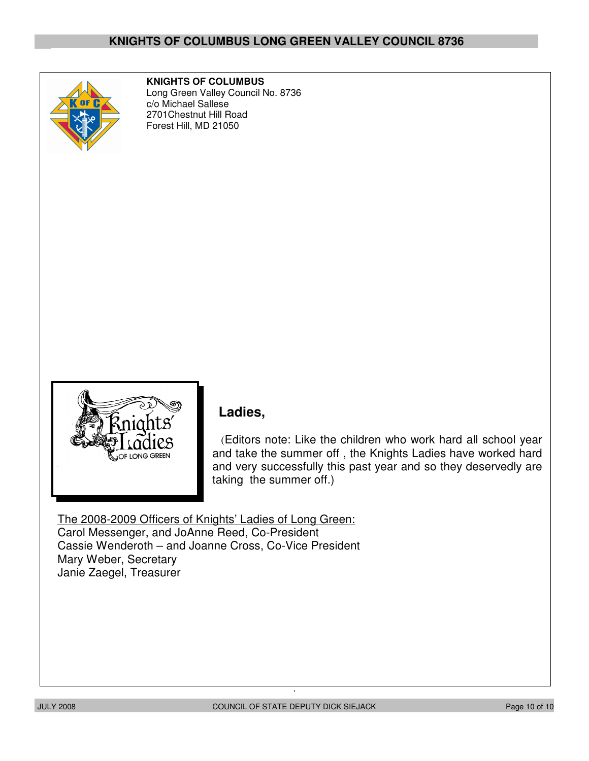**KNIGHTS OF COLUMBUS**
Long Green Valley Council No. 8736
c/o Michael Sallese
2701Chestnut Hill Road
Forest Hill, MD 21050

## Ladies,

(Editors note: Like the children who work hard all school year and take the summer off , the Knights Ladies have worked hard and very successfully this past year and so they deservedly are taking the summer off.)

<u>The 2008-2009 Officers of Knights' Ladies of Long Green:</u>
Carol Messenger, and JoAnne Reed, Co-President
Cassie Wenderoth – and Joanne Cross, Co-Vice President
Mary Weber, Secretary
Janie Zaegel, Treasurer